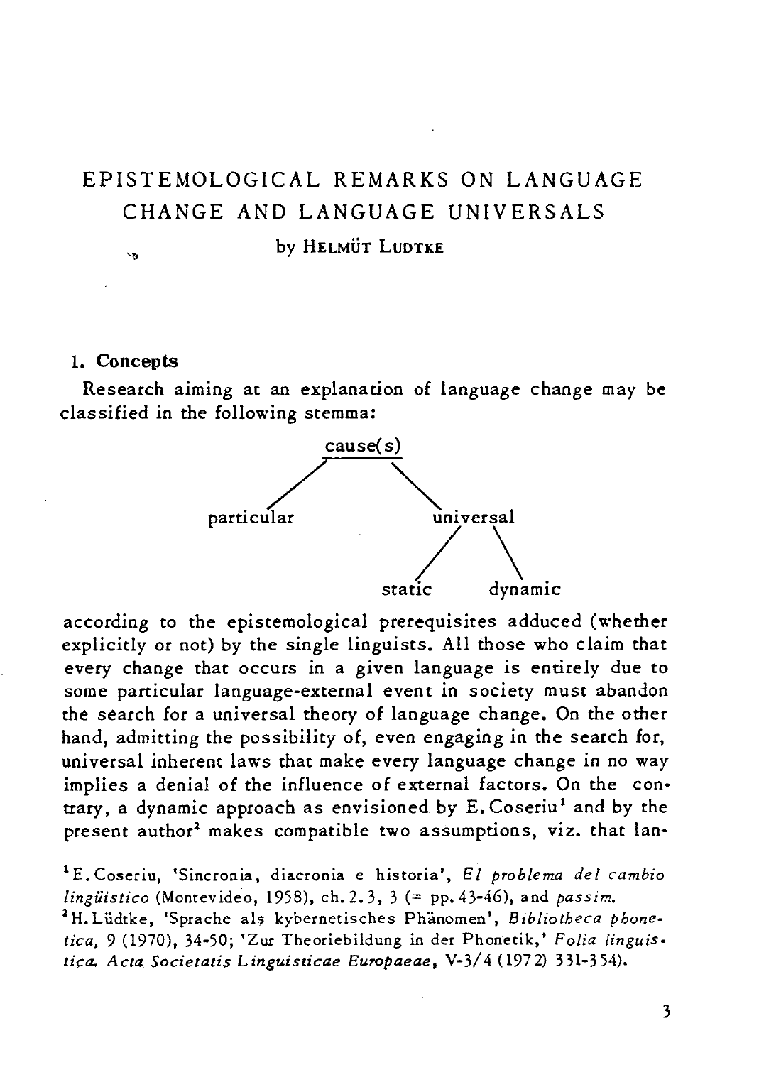# EPISTEMOLOGICAL REMARKS ON LANGUAGE CHANGE AND LANGUAGE UNIVERSALS

by HELMÜT LUDTKE

## 1. Concepts

Research aiming at an explanation of language change may be classified in the following stemma:

```
                cause(s)
               /        \
       particular      universal
                        /      \
                    static    dynamic
```

according to the epistemological prerequisites adduced (whether explicitly or not) by the single linguists. All those who claim that every change that occurs in a given language is entirely due to some particular language-external event in society must abandon the search for a universal theory of language change. On the other hand, admitting the possibility of, even engaging in the search for, universal inherent laws that make every language change in no way implies a denial of the influence of external factors. On the contrary, a dynamic approach as envisioned by E. Coseriu[1] and by the present author[2] makes compatible two assumptions, viz. that lan-

[1] E. Coseriu, 'Sincronia, diacronia e historia', *El problema del cambio lingüistico* (Montevideo, 1958), ch. 2.3, 3 (= pp. 43-46), and *passim*.

[2] H. Lüdtke, 'Sprache als kybernetisches Phänomen', *Bibliotheca phonetica*, 9 (1970), 34-50; 'Zur Theoriebildung in der Phonetik,' *Folia linguistica. Acta Societatis Linguisticae Europaeae*, V-3/4 (1972) 331-354).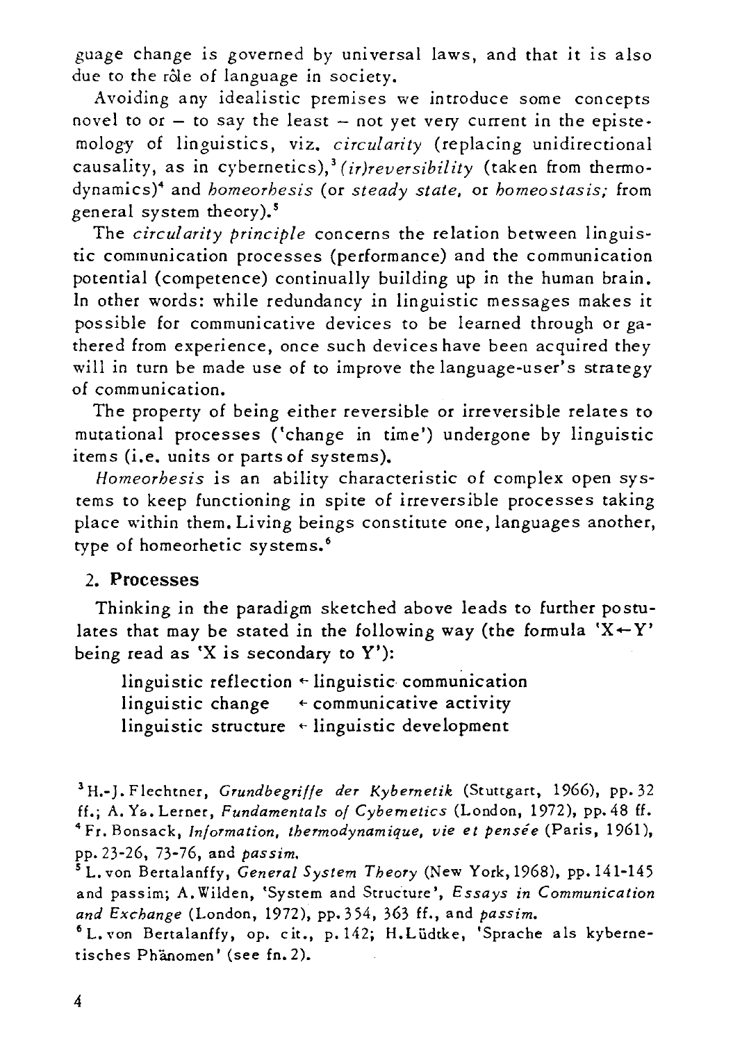guage change is governed by universal laws, and that it is also due to the rôle of language in society.

Avoiding any idealistic premises we introduce some concepts novel to or – to say the least – not yet very current in the epistemology of linguistics, viz. *circularity* (replacing unidirectional causality, as in cybernetics),[3] *(ir)reversibility* (taken from thermodynamics)[4] and *homeorhesis* (or *steady state*, or *homeostasis*; from general system theory).[5]

The *circularity principle* concerns the relation between linguistic communication processes (performance) and the communication potential (competence) continually building up in the human brain. In other words: while redundancy in linguistic messages makes it possible for communicative devices to be learned through or gathered from experience, once such devices have been acquired they will in turn be made use of to improve the language-user's strategy of communication.

The property of being either reversible or irreversible relates to mutational processes ('change in time') undergone by linguistic items (i.e. units or parts of systems).

*Homeorhesis* is an ability characteristic of complex open systems to keep functioning in spite of irreversible processes taking place within them. Living beings constitute one, languages another, type of homeorhetic systems.[6]

## 2. Processes

Thinking in the paradigm sketched above leads to further postulates that may be stated in the following way (the formula 'X←Y' being read as 'X is secondary to Y'):

linguistic reflection ← linguistic communication
linguistic change ← communicative activity
linguistic structure ← linguistic development

[3] H.-J. Flechtner, *Grundbegriffe der Kybernetik* (Stuttgart, 1966), pp. 32 ff.; A. Ya. Lerner, *Fundamentals of Cybemetics* (London, 1972), pp. 48 ff.

[4] Fr. Bonsack, *Information, thermodynamique, vie et pensée* (Paris, 1961), pp. 23-26, 73-76, and *passim*.

[5] L. von Bertalanffy, *General System Theory* (New York, 1968), pp. 141-145 and passim; A. Wilden, 'System and Structure', *Essays in Communication and Exchange* (London, 1972), pp. 354, 363 ff., and *passim*.

[6] L. von Bertalanffy, op. cit., p. 142; H. Lüdtke, 'Sprache als kybernetisches Phänomen' (see fn. 2).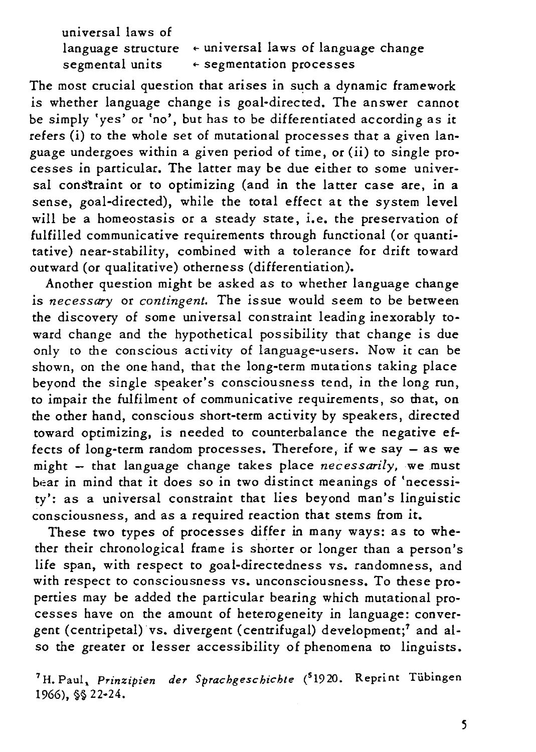| | |
|---|---|
| universal laws of language structure | ← universal laws of language change |
| segmental units | ← segmentation processes |

The most crucial question that arises in such a dynamic framework is whether language change is goal-directed. The answer cannot be simply 'yes' or 'no', but has to be differentiated according as it refers (i) to the whole set of mutational processes that a given language undergoes within a given period of time, or (ii) to single processes in particular. The latter may be due either to some universal constraint or to optimizing (and in the latter case are, in a sense, goal-directed), while the total effect at the system level will be a homeostasis or a steady state, i.e. the preservation of fulfilled communicative requirements through functional (or quantitative) near-stability, combined with a tolerance for drift toward outward (or qualitative) otherness (differentiation).

Another question might be asked as to whether language change is *necessary* or *contingent*. The issue would seem to be between the discovery of some universal constraint leading inexorably toward change and the hypothetical possibility that change is due only to the conscious activity of language-users. Now it can be shown, on the one hand, that the long-term mutations taking place beyond the single speaker's consciousness tend, in the long run, to impair the fulfilment of communicative requirements, so that, on the other hand, conscious short-term activity by speakers, directed toward optimizing, is needed to counterbalance the negative effects of long-term random processes. Therefore, if we say – as we might – that language change takes place *necessarily*, we must bear in mind that it does so in two distinct meanings of 'necessity': as a universal constraint that lies beyond man's linguistic consciousness, and as a required reaction that stems from it.

These two types of processes differ in many ways: as to whether their chronological frame is shorter or longer than a person's life span, with respect to goal-directedness vs. randomness, and with respect to consciousness vs. unconsciousness. To these properties may be added the particular bearing which mutational processes have on the amount of heterogeneity in language: convergent (centripetal) vs. divergent (centrifugal) development;[7] and also the greater or lesser accessibility of phenomena to linguists.

[7] H. Paul, *Prinzipien der Sprachgeschichte* ([5]1920. Reprint Tübingen 1966), §§ 22-24.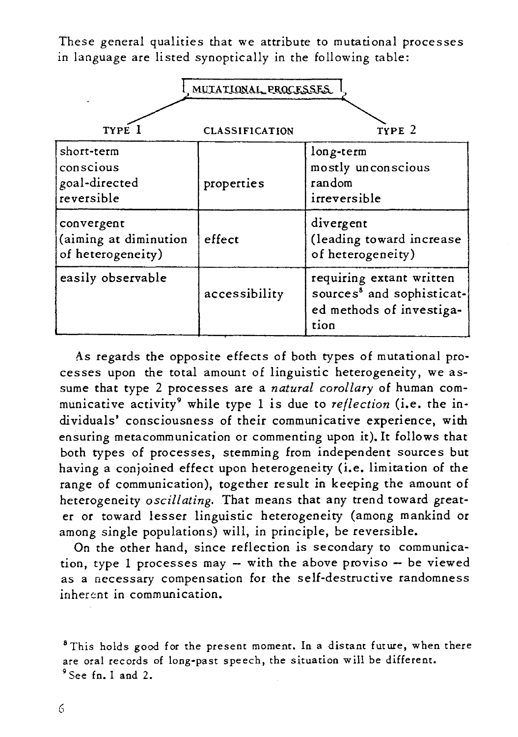These general qualities that we attribute to mutational processes in language are listed synoptically in the following table:

**MUTATIONAL PROCESSES**

| TYPE 1 | CLASSIFICATION | TYPE 2 |
|---|---|---|
| short-term<br>conscious<br>goal-directed<br>reversible | properties | long-term<br>mostly unconscious<br>random<br>irreversible |
| convergent<br>(aiming at diminution of heterogeneity) | effect | divergent<br>(leading toward increase of heterogeneity) |
| easily observable | accessibility | requiring extant written sources[8] and sophisticated methods of investigation |

As regards the opposite effects of both types of mutational processes upon the total amount of linguistic heterogeneity, we assume that type 2 processes are a *natural corollary* of human communicative activity[9] while type 1 is due to *reflection* (i.e. the individuals' consciousness of their communicative experience, with ensuring metacommunication or commenting upon it). It follows that both types of processes, stemming from independent sources but having a conjoined effect upon heterogeneity (i.e. limitation of the range of communication), together result in keeping the amount of heterogeneity *oscillating*. That means that any trend toward greater or toward lesser linguistic heterogeneity (among mankind or among single populations) will, in principle, be reversible.

On the other hand, since reflection is secondary to communication, type 1 processes may – with the above proviso – be viewed as a necessary compensation for the self-destructive randomness inherent in communication.

[8] This holds good for the present moment. In a distant future, when there are oral records of long-past speech, the situation will be different.

[9] See fn. 1 and 2.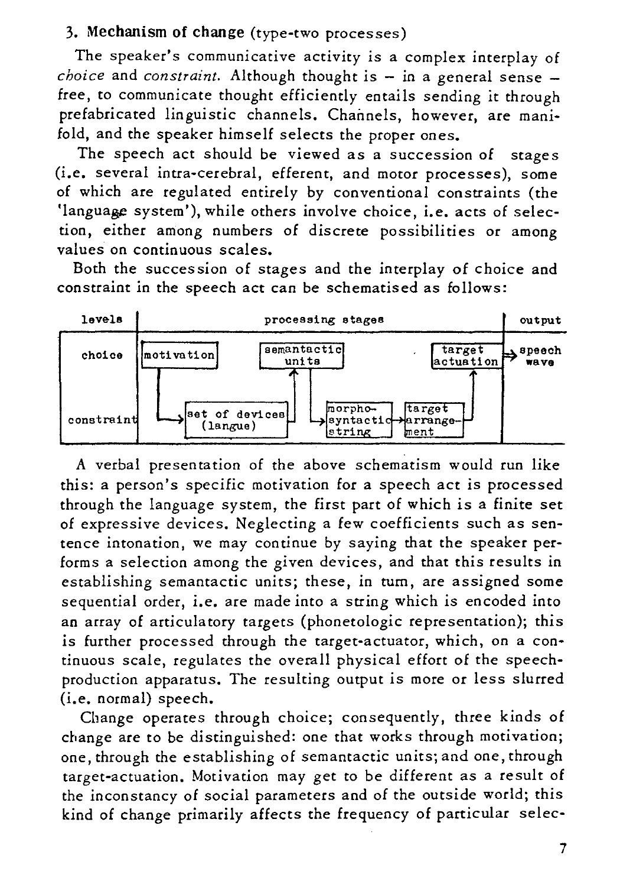### 3. Mechanism of change (type-two processes)

The speaker's communicative activity is a complex interplay of *choice* and *constraint*. Although thought is – in a general sense – free, to communicate thought efficiently entails sending it through prefabricated linguistic channels. Channels, however, are manifold, and the speaker himself selects the proper ones.

The speech act should be viewed as a succession of stages (i.e. several intra-cerebral, efferent, and motor processes), some of which are regulated entirely by conventional constraints (the 'language system'), while others involve choice, i.e. acts of selection, either among numbers of discrete possibilities or among values on continuous scales.

Both the succession of stages and the interplay of choice and constraint in the speech act can be schematised as follows:

| levels | processing stages | | | | | | output |
|---|---|---|---|---|---|---|---|
| choice | motivation | | semantactic units | | | target actuation | → speech wave |
| constraint | | → set of devices (langue) | | → morpho-syntactic string | → target arrangement | | |

A verbal presentation of the above schematism would run like this: a person's specific motivation for a speech act is processed through the language system, the first part of which is a finite set of expressive devices. Neglecting a few coefficients such as sentence intonation, we may continue by saying that the speaker performs a selection among the given devices, and that this results in establishing semantactic units; these, in turn, are assigned some sequential order, i.e. are made into a string which is encoded into an array of articulatory targets (phonetologic representation); this is further processed through the target-actuator, which, on a continuous scale, regulates the overall physical effort of the speech-production apparatus. The resulting output is more or less slurred (i.e. normal) speech.

Change operates through choice; consequently, three kinds of change are to be distinguished: one that works through motivation; one, through the establishing of semantactic units; and one, through target-actuation. Motivation may get to be different as a result of the inconstancy of social parameters and of the outside world; this kind of change primarily affects the frequency of particular selec-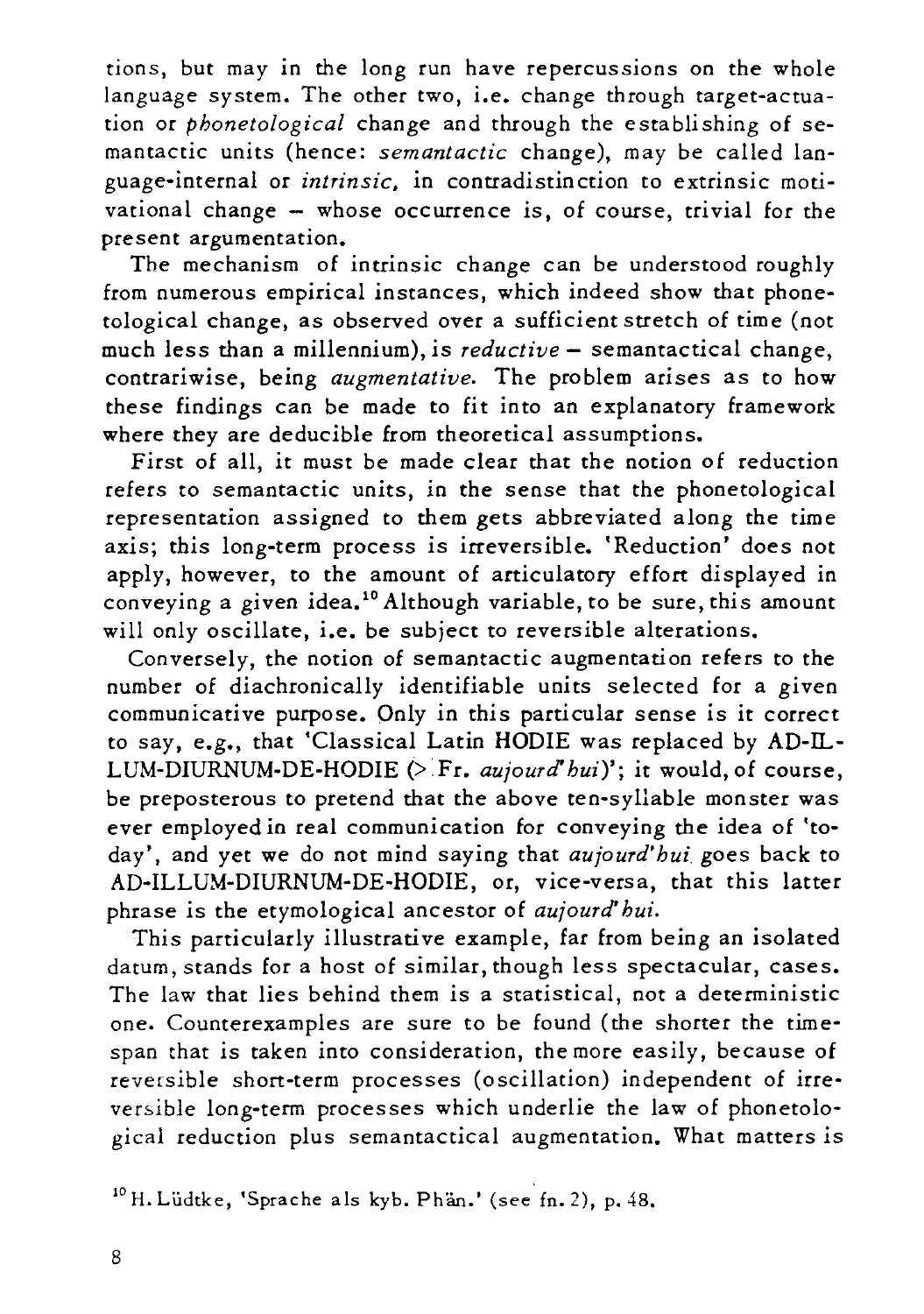tions, but may in the long run have repercussions on the whole language system. The other two, i.e. change through target-actuation or *phonetological* change and through the establishing of semantactic units (hence: *semantactic* change), may be called language-internal or *intrinsic*, in contradistinction to extrinsic motivational change – whose occurrence is, of course, trivial for the present argumentation.

The mechanism of intrinsic change can be understood roughly from numerous empirical instances, which indeed show that phonetological change, as observed over a sufficient stretch of time (not much less than a millennium), is *reductive* – semantactical change, contrariwise, being *augmentative*. The problem arises as to how these findings can be made to fit into an explanatory framework where they are deducible from theoretical assumptions.

First of all, it must be made clear that the notion of reduction refers to semantactic units, in the sense that the phonetological representation assigned to them gets abbreviated along the time axis; this long-term process is irreversible. 'Reduction' does not apply, however, to the amount of articulatory effort displayed in conveying a given idea.[10] Although variable, to be sure, this amount will only oscillate, i.e. be subject to reversible alterations.

Conversely, the notion of semantactic augmentation refers to the number of diachronically identifiable units selected for a given communicative purpose. Only in this particular sense is it correct to say, e.g., that 'Classical Latin HODIE was replaced by AD-ILLUM-DIURNUM-DE-HODIE (> Fr. *aujourd'hui*)'; it would, of course, be preposterous to pretend that the above ten-syllable monster was ever employed in real communication for conveying the idea of 'today', and yet we do not mind saying that *aujourd'hui* goes back to AD-ILLUM-DIURNUM-DE-HODIE, or, vice-versa, that this latter phrase is the etymological ancestor of *aujourd'hui*.

This particularly illustrative example, far from being an isolated datum, stands for a host of similar, though less spectacular, cases. The law that lies behind them is a statistical, not a deterministic one. Counterexamples are sure to be found (the shorter the time-span that is taken into consideration, the more easily, because of reversible short-term processes (oscillation) independent of irreversible long-term processes which underlie the law of phonetological reduction plus semantactical augmentation. What matters is

[10] H. Lüdtke, 'Sprache als kyb. Phän.' (see fn. 2), p. 48.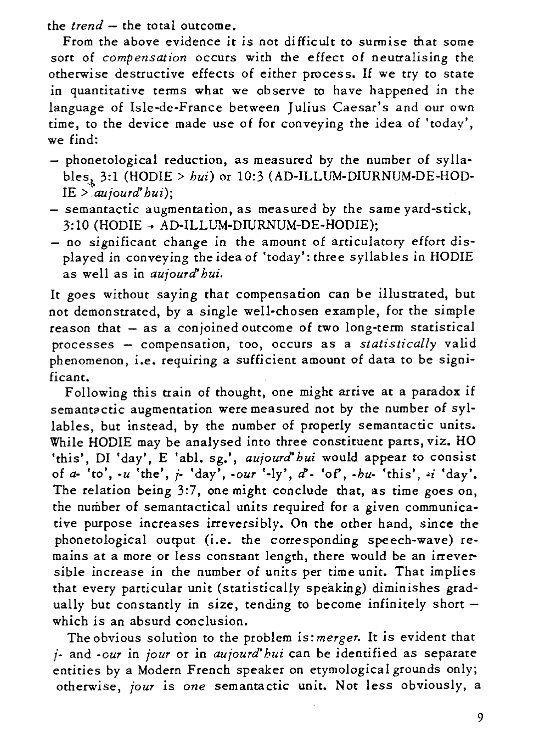the *trend* – the total outcome.

From the above evidence it is not difficult to surmise that some sort of *compensation* occurs with the effect of neutralising the otherwise destructive effects of either process. If we try to state in quantitative terms what we observe to have happened in the language of Isle-de-France between Julius Caesar's and our own time, to the device made use of for conveying the idea of 'today', we find:

- phonetological reduction, as measured by the number of syllables, 3:1 (HODIE > *hui*) or 10:3 (AD-ILLUM-DIURNUM-DE-HODIE > *aujourd'hui*);
- semantactic augmentation, as measured by the same yard-stick, 3:10 (HODIE → AD-ILLUM-DIURNUM-DE-HODIE);
- no significant change in the amount of articulatory effort displayed in conveying the idea of 'today': three syllables in HODIE as well as in *aujourd'hui*.

It goes without saying that compensation can be illustrated, but not demonstrated, by a single well-chosen example, for the simple reason that – as a conjoined outcome of two long-term statistical processes – compensation, too, occurs as a *statistically* valid phenomenon, i.e. requiring a sufficient amount of data to be significant.

Following this train of thought, one might arrive at a paradox if semantactic augmentation were measured not by the number of syllables, but instead, by the number of properly semantactic units. While HODIE may be analysed into three constituent parts, viz. HO 'this', DI 'day', E 'abl. sg.', *aujourd'hui* would appear to consist of *a-* 'to', *-u* 'the', *j-* 'day', *-our* '-ly', *d'-* 'of', *-hu-* 'this', *-i* 'day'. The relation being 3:7, one might conclude that, as time goes on, the number of semantactical units required for a given communicative purpose increases irreversibly. On the other hand, since the phonetological output (i.e. the corresponding speech-wave) remains at a more or less constant length, there would be an irreversible increase in the number of units per time unit. That implies that every particular unit (statistically speaking) diminishes gradually but constantly in size, tending to become infinitely short – which is an absurd conclusion.

The obvious solution to the problem is: *merger*. It is evident that *j-* and *-our* in *jour* or in *aujourd'hui* can be identified as separate entities by a Modern French speaker on etymological grounds only; otherwise, *jour* is *one* semantactic unit. Not less obviously, a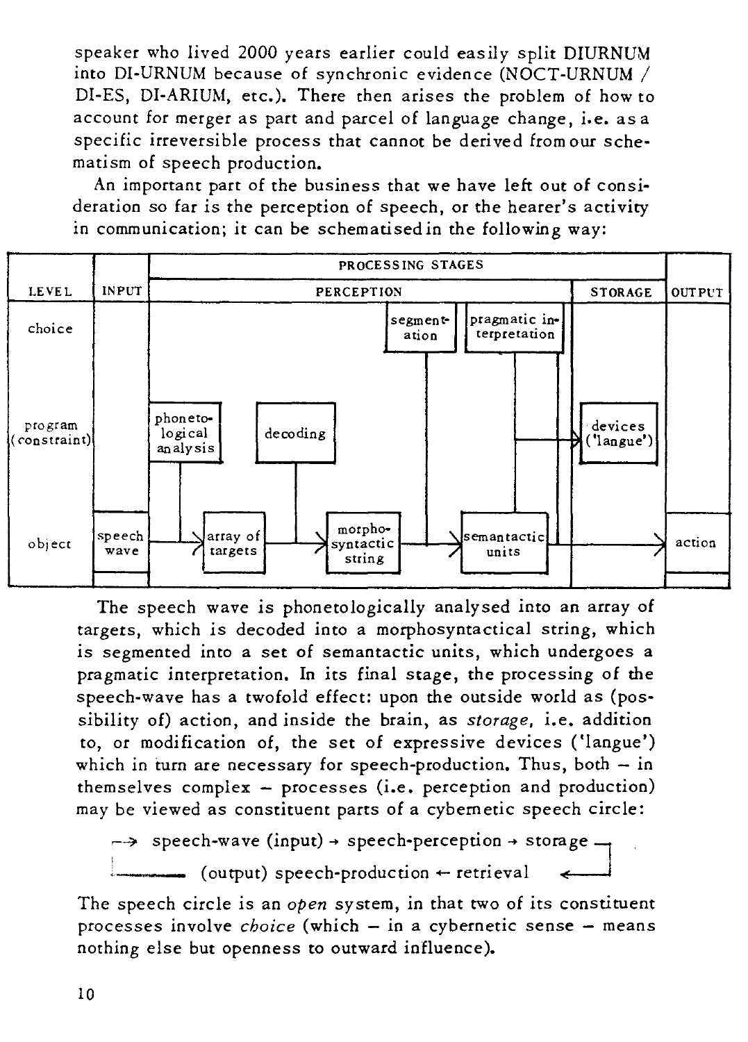speaker who lived 2000 years earlier could easily split DIURNUM into DI-URNUM because of synchronic evidence (NOCT-URNUM / DI-ES, DI-ARIUM, etc.). There then arises the problem of how to account for merger as part and parcel of language change, i.e. as a specific irreversible process that cannot be derived from our schematism of speech production.

An important part of the business that we have left out of consideration so far is the perception of speech, or the hearer's activity in communication; it can be schematised in the following way:

| LEVEL | INPUT | PROCESSING STAGES: PERCEPTION | | | | | | | STORAGE | OUTPUT |
|---|---|---|---|---|---|---|---|---|---|---|
| choice | | | | | | segmentation | pragmatic interpretation | | | |
| program (constraint) | | phonetological analysis | | decoding | | | | | devices ('langue') | |
| object | speech wave | → | array of targets | → | morphosyntactic string | → | semantactic units | → | | action |

The speech wave is phonetologically analysed into an array of targets, which is decoded into a morphosyntactical string, which is segmented into a set of semantactic units, which undergoes a pragmatic interpretation. In its final stage, the processing of the speech-wave has a twofold effect: upon the outside world as (possibility of) action, and inside the brain, as *storage*, i.e. addition to, or modification of, the set of expressive devices ('langue') which in turn are necessary for speech-production. Thus, both – in themselves complex – processes (i.e. perception and production) may be viewed as constituent parts of a cybernetic speech circle:

→ speech-wave (input) → speech-perception → storage ⏌
└── (output) speech-production ← retrieval ←┘

The speech circle is an *open* system, in that two of its constituent processes involve *choice* (which – in a cybernetic sense – means nothing else but openness to outward influence).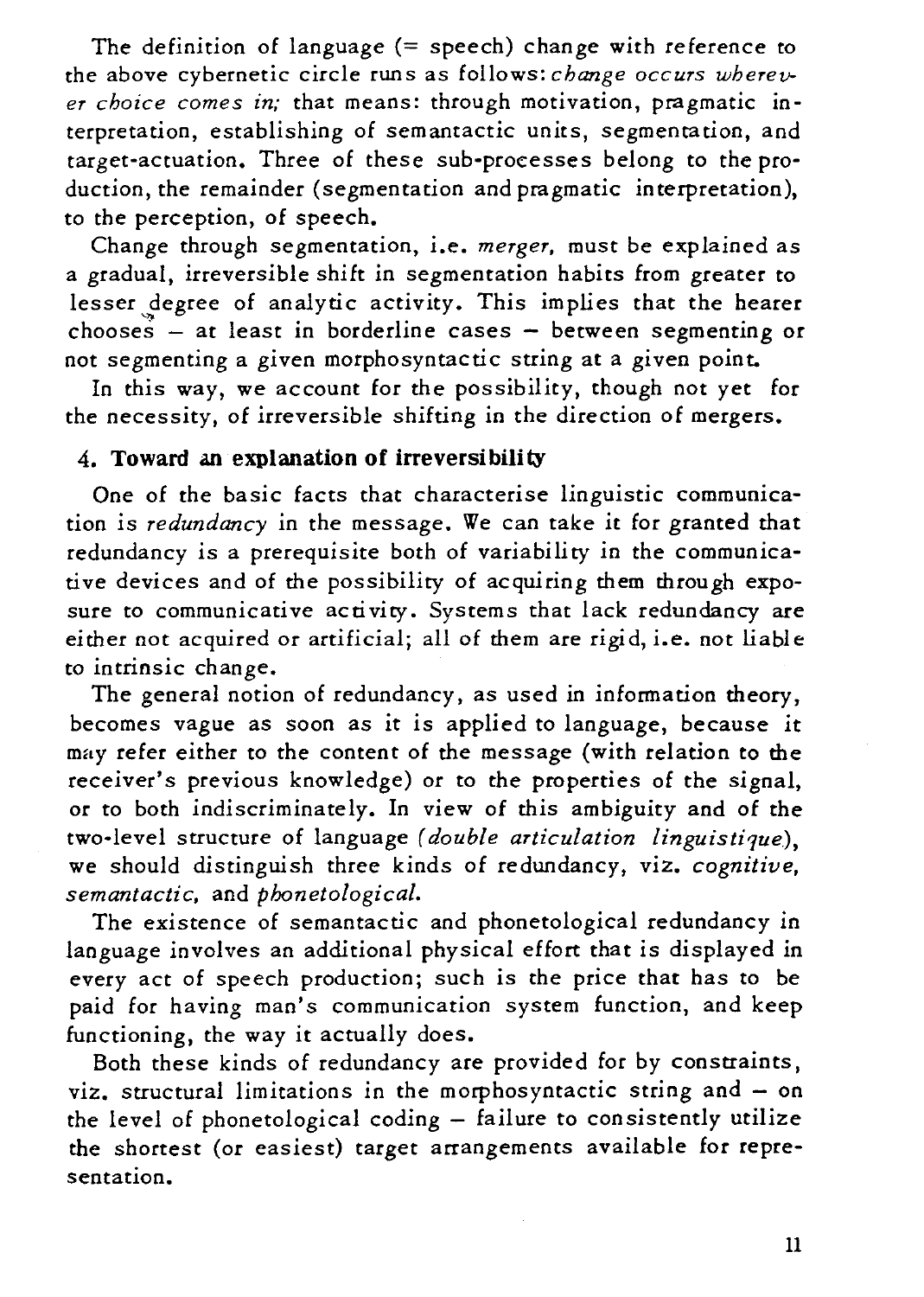The definition of language (= speech) change with reference to the above cybernetic circle runs as follows: *change occurs wherever choice comes in;* that means: through motivation, pragmatic interpretation, establishing of semantactic units, segmentation, and target-actuation. Three of these sub-processes belong to the production, the remainder (segmentation and pragmatic interpretation), to the perception, of speech.

Change through segmentation, i.e. *merger*, must be explained as a gradual, irreversible shift in segmentation habits from greater to lesser degree of analytic activity. This implies that the hearer chooses – at least in borderline cases – between segmenting or not segmenting a given morphosyntactic string at a given point.

In this way, we account for the possibility, though not yet for the necessity, of irreversible shifting in the direction of mergers.

## 4. Toward an explanation of irreversibility

One of the basic facts that characterise linguistic communication is *redundancy* in the message. We can take it for granted that redundancy is a prerequisite both of variability in the communicative devices and of the possibility of acquiring them through exposure to communicative activity. Systems that lack redundancy are either not acquired or artificial; all of them are rigid, i.e. not liable to intrinsic change.

The general notion of redundancy, as used in information theory, becomes vague as soon as it is applied to language, because it may refer either to the content of the message (with relation to the receiver's previous knowledge) or to the properties of the signal, or to both indiscriminately. In view of this ambiguity and of the two-level structure of language *(double articulation linguistique)*, we should distinguish three kinds of redundancy, viz. *cognitive, semantactic,* and *phonetological.*

The existence of semantactic and phonetological redundancy in language involves an additional physical effort that is displayed in every act of speech production; such is the price that has to be paid for having man's communication system function, and keep functioning, the way it actually does.

Both these kinds of redundancy are provided for by constraints, viz. structural limitations in the morphosyntactic string and – on the level of phonetological coding – failure to consistently utilize the shortest (or easiest) target arrangements available for representation.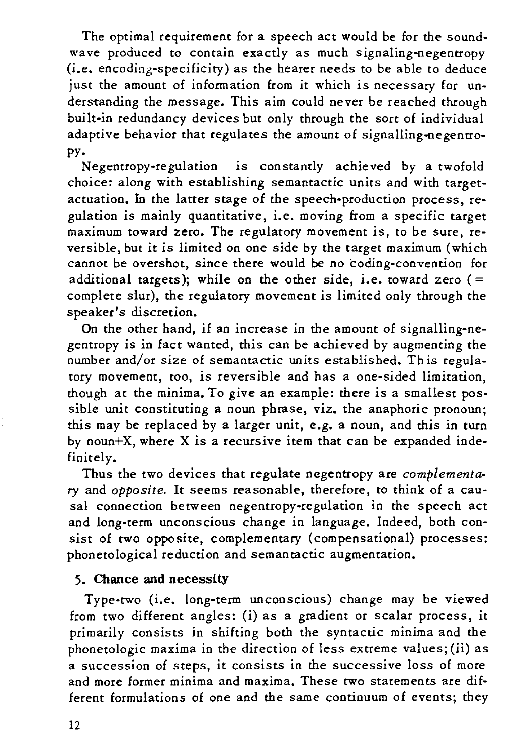The optimal requirement for a speech act would be for the sound-wave produced to contain exactly as much signaling-negentropy (i.e. encoding-specificity) as the hearer needs to be able to deduce just the amount of information from it which is necessary for understanding the message. This aim could never be reached through built-in redundancy devices but only through the sort of individual adaptive behavior that regulates the amount of signalling-negentropy.

Negentropy-regulation is constantly achieved by a twofold choice: along with establishing semantactic units and with target-actuation. In the latter stage of the speech-production process, regulation is mainly quantitative, i.e. moving from a specific target maximum toward zero. The regulatory movement is, to be sure, reversible, but it is limited on one side by the target maximum (which cannot be overshot, since there would be no coding-convention for additional targets); while on the other side, i.e. toward zero (= complete slur), the regulatory movement is limited only through the speaker's discretion.

On the other hand, if an increase in the amount of signalling-negentropy is in fact wanted, this can be achieved by augmenting the number and/or size of semantactic units established. This regulatory movement, too, is reversible and has a one-sided limitation, though at the minima. To give an example: there is a smallest possible unit constituting a noun phrase, viz. the anaphoric pronoun; this may be replaced by a larger unit, e.g. a noun, and this in turn by noun+X, where X is a recursive item that can be expanded indefinitely.

Thus the two devices that regulate negentropy are *complementary* and *opposite*. It seems reasonable, therefore, to think of a causal connection between negentropy-regulation in the speech act and long-term unconscious change in language. Indeed, both consist of two opposite, complementary (compensational) processes: phonetological reduction and semantactic augmentation.

## 5. Chance and necessity

Type-two (i.e. long-term unconscious) change may be viewed from two different angles: (i) as a gradient or scalar process, it primarily consists in shifting both the syntactic minima and the phonetologic maxima in the direction of less extreme values; (ii) as a succession of steps, it consists in the successive loss of more and more former minima and maxima. These two statements are different formulations of one and the same continuum of events; they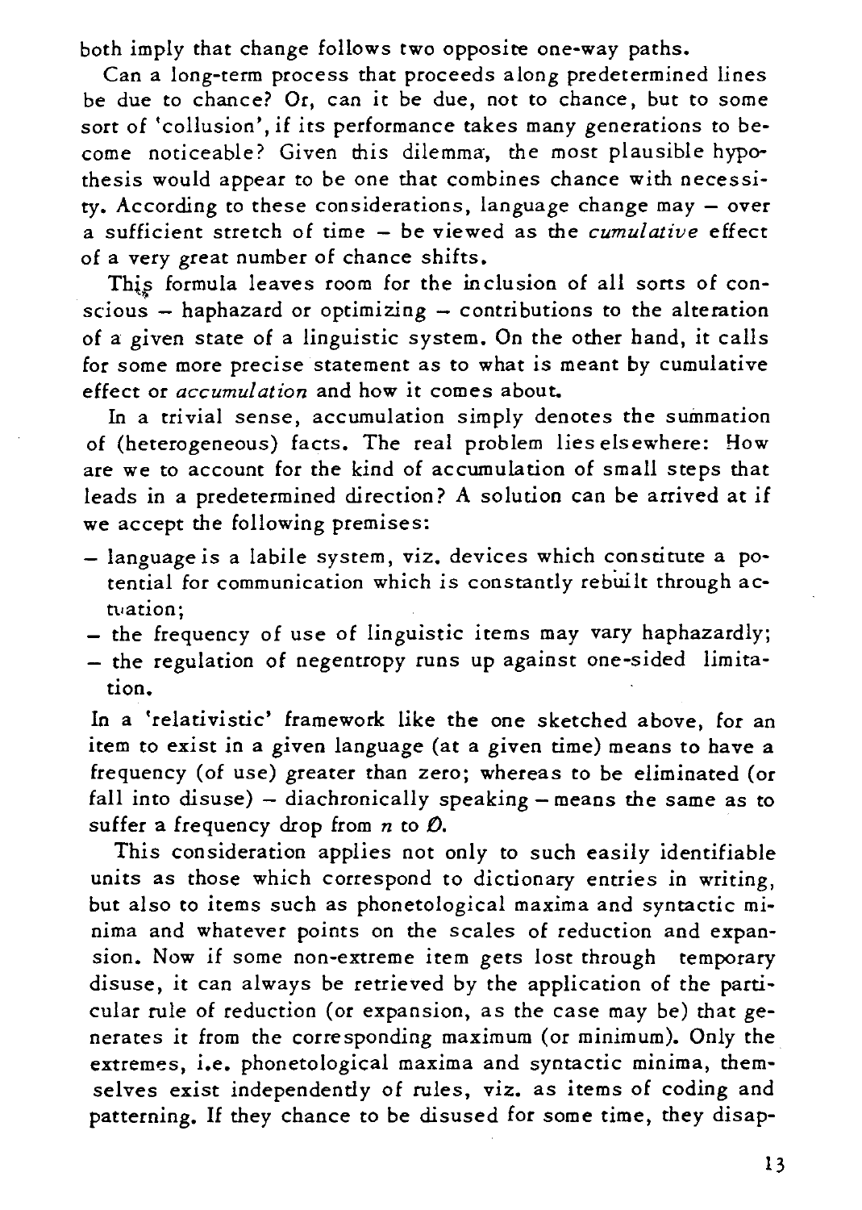both imply that change follows two opposite one-way paths.

Can a long-term process that proceeds along predetermined lines be due to chance? Or, can it be due, not to chance, but to some sort of 'collusion', if its performance takes many generations to become noticeable? Given this dilemma, the most plausible hypothesis would appear to be one that combines chance with necessity. According to these considerations, language change may – over a sufficient stretch of time – be viewed as the *cumulative* effect of a very great number of chance shifts.

This formula leaves room for the inclusion of all sorts of conscious – haphazard or optimizing – contributions to the alteration of a given state of a linguistic system. On the other hand, it calls for some more precise statement as to what is meant by cumulative effect or *accumulation* and how it comes about.

In a trivial sense, accumulation simply denotes the summation of (heterogeneous) facts. The real problem lies elsewhere: How are we to account for the kind of accumulation of small steps that leads in a predetermined direction? A solution can be arrived at if we accept the following premises:

- language is a labile system, viz. devices which constitute a potential for communication which is constantly rebuilt through actuation;
- the frequency of use of linguistic items may vary haphazardly;
- the regulation of negentropy runs up against one-sided limitation.

In a 'relativistic' framework like the one sketched above, for an item to exist in a given language (at a given time) means to have a frequency (of use) greater than zero; whereas to be eliminated (or fall into disuse) – diachronically speaking – means the same as to suffer a frequency drop from $n$ to $\emptyset$.

This consideration applies not only to such easily identifiable units as those which correspond to dictionary entries in writing, but also to items such as phonetological maxima and syntactic minima and whatever points on the scales of reduction and expansion. Now if some non-extreme item gets lost through temporary disuse, it can always be retrieved by the application of the particular rule of reduction (or expansion, as the case may be) that generates it from the corresponding maximum (or minimum). Only the extremes, i.e. phonetological maxima and syntactic minima, themselves exist independently of rules, viz. as items of coding and patterning. If they chance to be disused for some time, they disap-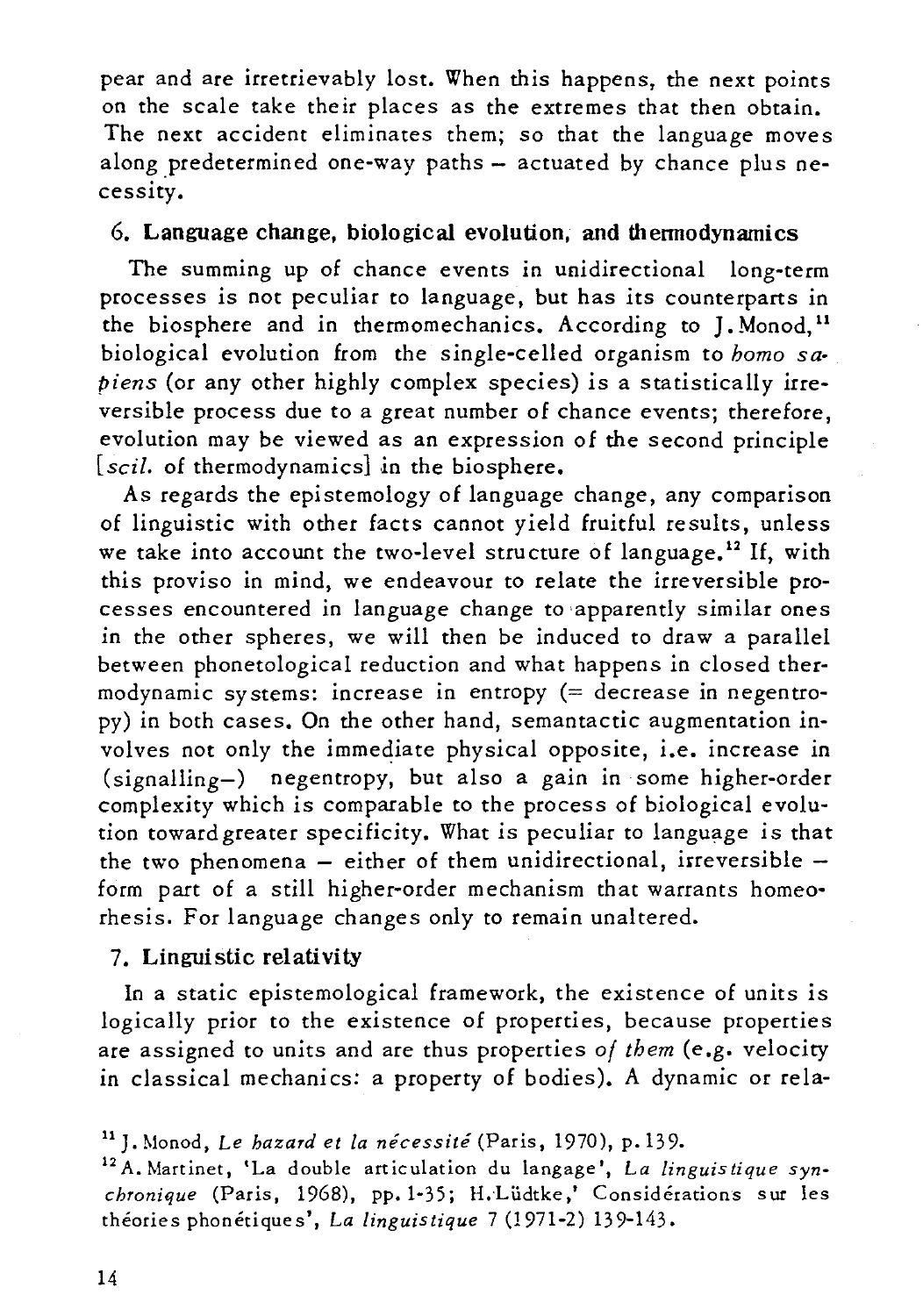pear and are irretrievably lost. When this happens, the next points on the scale take their places as the extremes that then obtain. The next accident eliminates them; so that the language moves along predetermined one-way paths – actuated by chance plus necessity.

## 6. Language change, biological evolution, and thermodynamics

The summing up of chance events in unidirectional long-term processes is not peculiar to language, but has its counterparts in the biosphere and in thermomechanics. According to J. Monod,[11] biological evolution from the single-celled organism to *homo sapiens* (or any other highly complex species) is a statistically irreversible process due to a great number of chance events; therefore, evolution may be viewed as an expression of the second principle [*scil.* of thermodynamics] in the biosphere.

As regards the epistemology of language change, any comparison of linguistic with other facts cannot yield fruitful results, unless we take into account the two-level structure of language.[12] If, with this proviso in mind, we endeavour to relate the irreversible processes encountered in language change to apparently similar ones in the other spheres, we will then be induced to draw a parallel between phonetological reduction and what happens in closed thermodynamic systems: increase in entropy (= decrease in negentropy) in both cases. On the other hand, semantactic augmentation involves not only the immediate physical opposite, i.e. increase in (signalling–) negentropy, but also a gain in some higher-order complexity which is comparable to the process of biological evolution toward greater specificity. What is peculiar to language is that the two phenomena – either of them unidirectional, irreversible – form part of a still higher-order mechanism that warrants homeorhesis. For language changes only to remain unaltered.

## 7. Linguistic relativity

In a static epistemological framework, the existence of units is logically prior to the existence of properties, because properties are assigned to units and are thus properties *of them* (e.g. velocity in classical mechanics: a property of bodies). A dynamic or rela-

[11] J. Monod, *Le hazard et la nécessité* (Paris, 1970), p. 139.

[12] A. Martinet, 'La double articulation du langage', *La linguistique synchronique* (Paris, 1968), pp. 1-35; H. Lüdtke,' Considérations sur les théories phonétiques', *La linguistique* 7 (1971-2) 139-143.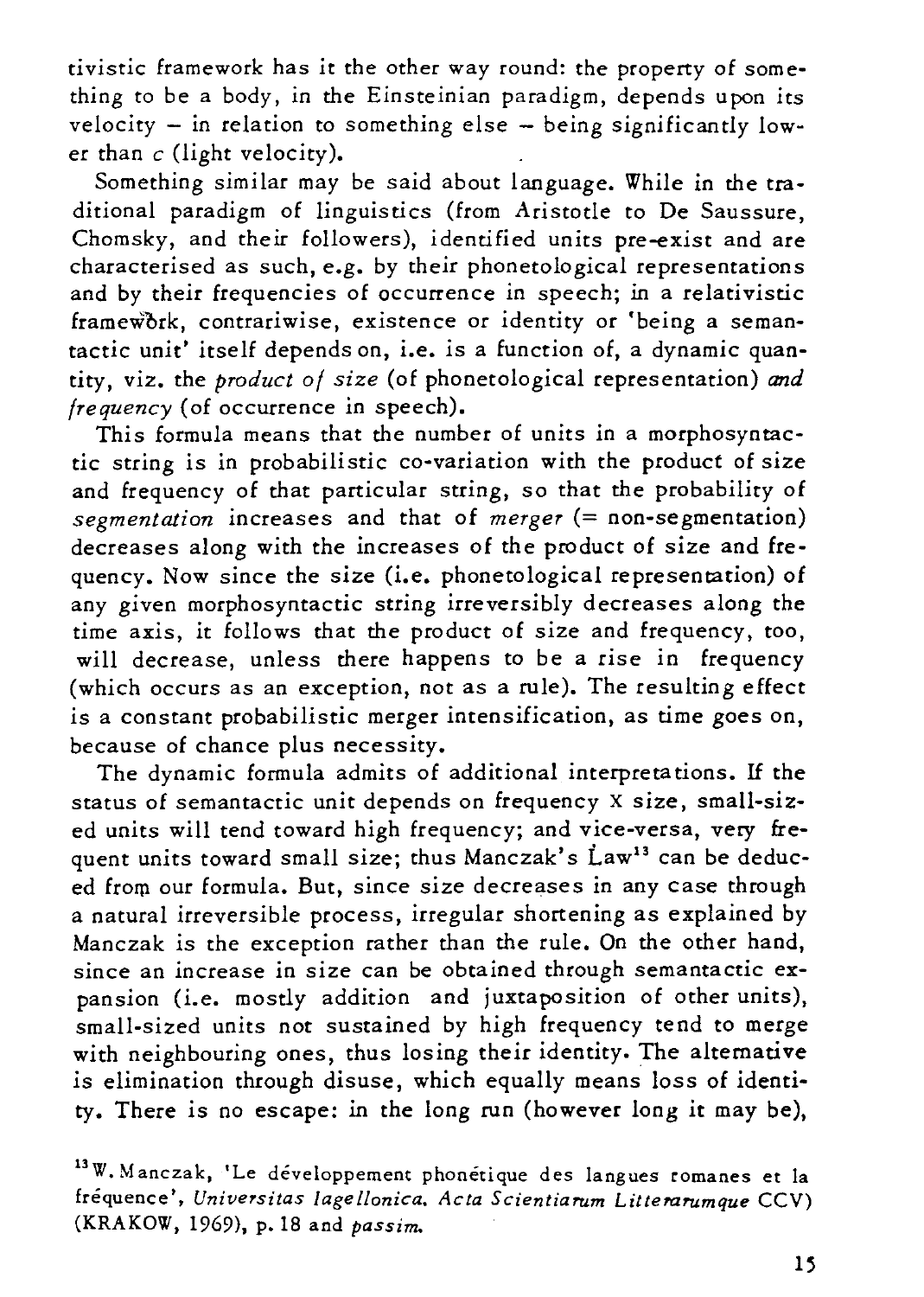tivistic framework has it the other way round: the property of something to be a body, in the Einsteinian paradigm, depends upon its velocity – in relation to something else – being significantly lower than $c$ (light velocity).

Something similar may be said about language. While in the traditional paradigm of linguistics (from Aristotle to De Saussure, Chomsky, and their followers), identified units pre-exist and are characterised as such, e.g. by their phonetological representations and by their frequencies of occurrence in speech; in a relativistic framework, contrariwise, existence or identity or 'being a semantactic unit' itself depends on, i.e. is a function of, a dynamic quantity, viz. the *product of size* (of phonetological representation) *and frequency* (of occurrence in speech).

This formula means that the number of units in a morphosyntactic string is in probabilistic co-variation with the product of size and frequency of that particular string, so that the probability of *segmentation* increases and that of *merger* (= non-segmentation) decreases along with the increases of the product of size and frequency. Now since the size (i.e. phonetological representation) of any given morphosyntactic string irreversibly decreases along the time axis, it follows that the product of size and frequency, too, will decrease, unless there happens to be a rise in frequency (which occurs as an exception, not as a rule). The resulting effect is a constant probabilistic merger intensification, as time goes on, because of chance plus necessity.

The dynamic formula admits of additional interpretations. If the status of semantactic unit depends on frequency x size, small-sized units will tend toward high frequency; and vice-versa, very frequent units toward small size; thus Manczak's Law[13] can be deduced from our formula. But, since size decreases in any case through a natural irreversible process, irregular shortening as explained by Manczak is the exception rather than the rule. On the other hand, since an increase in size can be obtained through semantactic expansion (i.e. mostly addition and juxtaposition of other units), small-sized units not sustained by high frequency tend to merge with neighbouring ones, thus losing their identity. The alternative is elimination through disuse, which equally means loss of identity. There is no escape: in the long run (however long it may be),

[13] W. Manczak, 'Le développement phonétique des langues romanes et la fréquence', *Universitas Iagellonica. Acta Scientiarum Litterarumque* CCV) (KRAKOW, 1969), p. 18 and *passim*.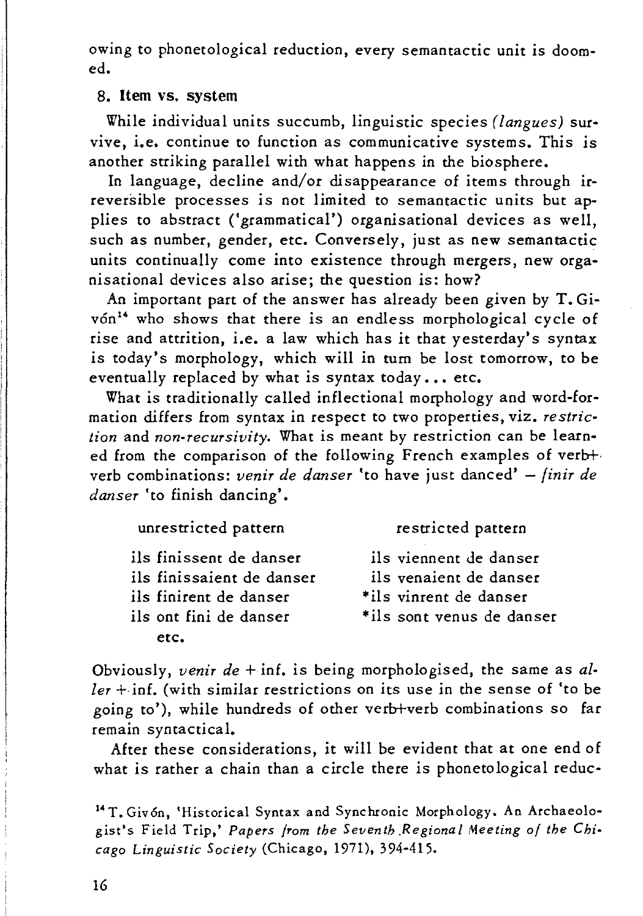owing to phonetological reduction, every semantactic unit is doomed.

## 8. Item vs. system

While individual units succumb, linguistic species *(langues)* survive, i.e. continue to function as communicative systems. This is another striking parallel with what happens in the biosphere.

In language, decline and/or disappearance of items through irreversible processes is not limited to semantactic units but applies to abstract ('grammatical') organisational devices as well, such as number, gender, etc. Conversely, just as new semantactic units continually come into existence through mergers, new organisational devices also arise; the question is: how?

An important part of the answer has already been given by T. Givón[14] who shows that there is an endless morphological cycle of rise and attrition, i.e. a law which has it that yesterday's syntax is today's morphology, which will in turn be lost tomorrow, to be eventually replaced by what is syntax today... etc.

What is traditionally called inflectional morphology and word-formation differs from syntax in respect to two properties, viz. *restriction* and *non-recursivity*. What is meant by restriction can be learned from the comparison of the following French examples of verb+verb combinations: *venir de danser* 'to have just danced' – *finir de danser* 'to finish dancing'.

| unrestricted pattern | restricted pattern |
|---|---|
| ils finissent de danser | ils viennent de danser |
| ils finissaient de danser | ils venaient de danser |
| ils finirent de danser | *ils vinrent de danser |
| ils ont fini de danser | *ils sont venus de danser |
| etc. | |

Obviously, *venir de* + inf. is being morphologised, the same as *aller* + inf. (with similar restrictions on its use in the sense of 'to be going to'), while hundreds of other verb+verb combinations so far remain syntactical.

After these considerations, it will be evident that at one end of what is rather a chain than a circle there is phonetological reduc-

[14] T. Givón, 'Historical Syntax and Synchronic Morphology. An Archaeologist's Field Trip,' *Papers from the Seventh Regional Meeting of the Chicago Linguistic Society* (Chicago, 1971), 394-415.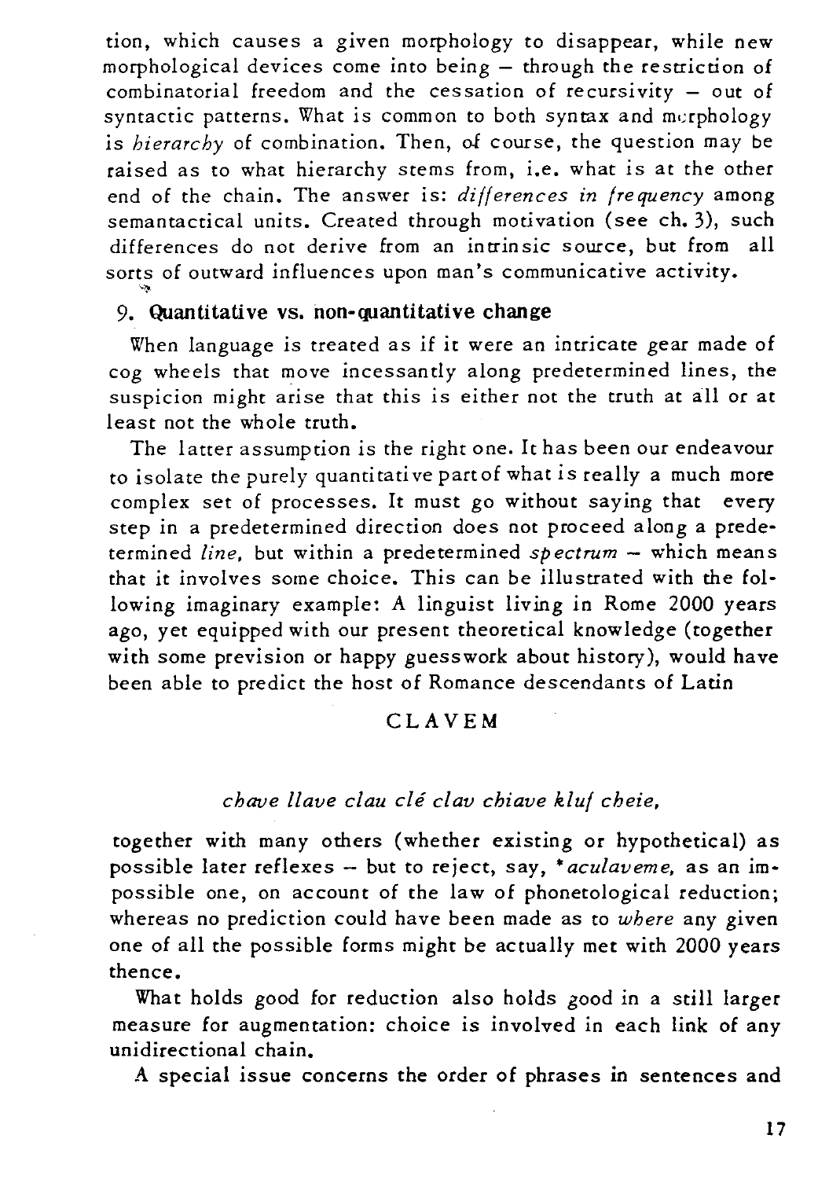tion, which causes a given morphology to disappear, while new morphological devices come into being – through the restriction of combinatorial freedom and the cessation of recursivity – out of syntactic patterns. What is common to both syntax and morphology is *hierarchy* of combination. Then, of course, the question may be raised as to what hierarchy stems from, i.e. what is at the other end of the chain. The answer is: *differences in frequency* among semantactical units. Created through motivation (see ch. 3), such differences do not derive from an intrinsic source, but from all sorts of outward influences upon man's communicative activity.

## 9. Quantitative vs. non-quantitative change

When language is treated as if it were an intricate gear made of cog wheels that move incessantly along predetermined lines, the suspicion might arise that this is either not the truth at all or at least not the whole truth.

The latter assumption is the right one. It has been our endeavour to isolate the purely quantitative part of what is really a much more complex set of processes. It must go without saying that every step in a predetermined direction does not proceed along a predetermined *line*, but within a predetermined *spectrum* – which means that it involves some choice. This can be illustrated with the following imaginary example: A linguist living in Rome 2000 years ago, yet equipped with our present theoretical knowledge (together with some prevision or happy guesswork about history), would have been able to predict the host of Romance descendants of Latin

CLAVEM

*chave llave clau clé clav chiave kluf cheie,*

together with many others (whether existing or hypothetical) as possible later reflexes – but to reject, say, \**aculaveme*, as an impossible one, on account of the law of phonetological reduction; whereas no prediction could have been made as to *where* any given one of all the possible forms might be actually met with 2000 years thence.

What holds good for reduction also holds good in a still larger measure for augmentation: choice is involved in each link of any unidirectional chain.

A special issue concerns the order of phrases in sentences and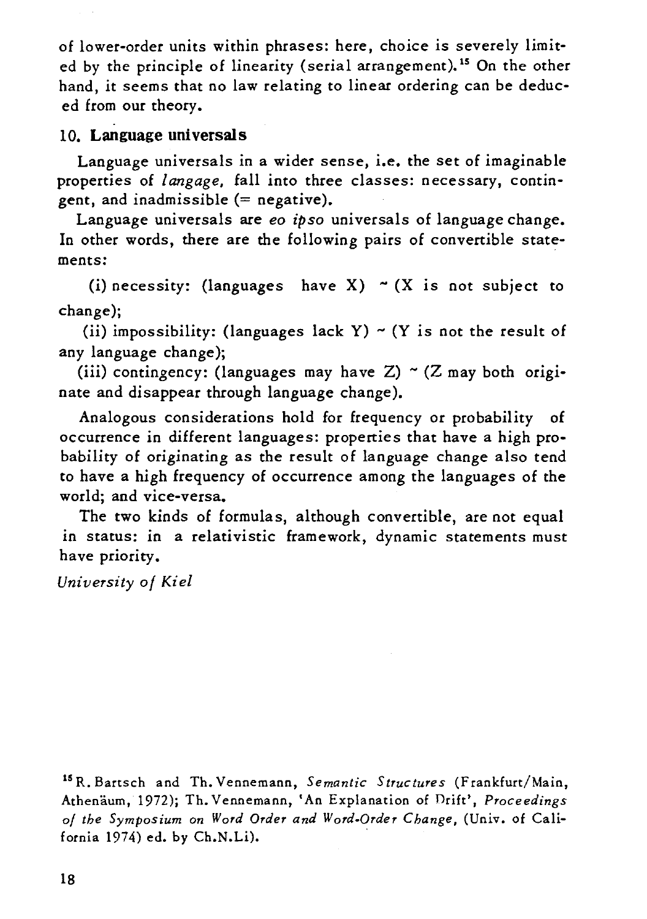of lower-order units within phrases: here, choice is severely limited by the principle of linearity (serial arrangement).[15] On the other hand, it seems that no law relating to linear ordering can be deduced from our theory.

## 10. Language universals

Language universals in a wider sense, i.e. the set of imaginable properties of *langage*, fall into three classes: necessary, contingent, and inadmissible (= negative).

Language universals are *eo ipso* universals of language change. In other words, there are the following pairs of convertible statements:

(i) necessity: (languages have X) ~ (X is not subject to change);

(ii) impossibility: (languages lack Y) ~ (Y is not the result of any language change);

(iii) contingency: (languages may have Z) ~ (Z may both originate and disappear through language change).

Analogous considerations hold for frequency or probability of occurrence in different languages: properties that have a high probability of originating as the result of language change also tend to have a high frequency of occurrence among the languages of the world; and vice-versa.

The two kinds of formulas, although convertible, are not equal in status: in a relativistic framework, dynamic statements must have priority.

*University of Kiel*

[15] R. Bartsch and Th. Vennemann, *Semantic Structures* (Frankfurt/Main, Athenäum, 1972); Th. Vennemann, 'An Explanation of Drift', *Proceedings of the Symposium on Word Order and Word-Order Change*, (Univ. of California 1974) ed. by Ch.N.Li).